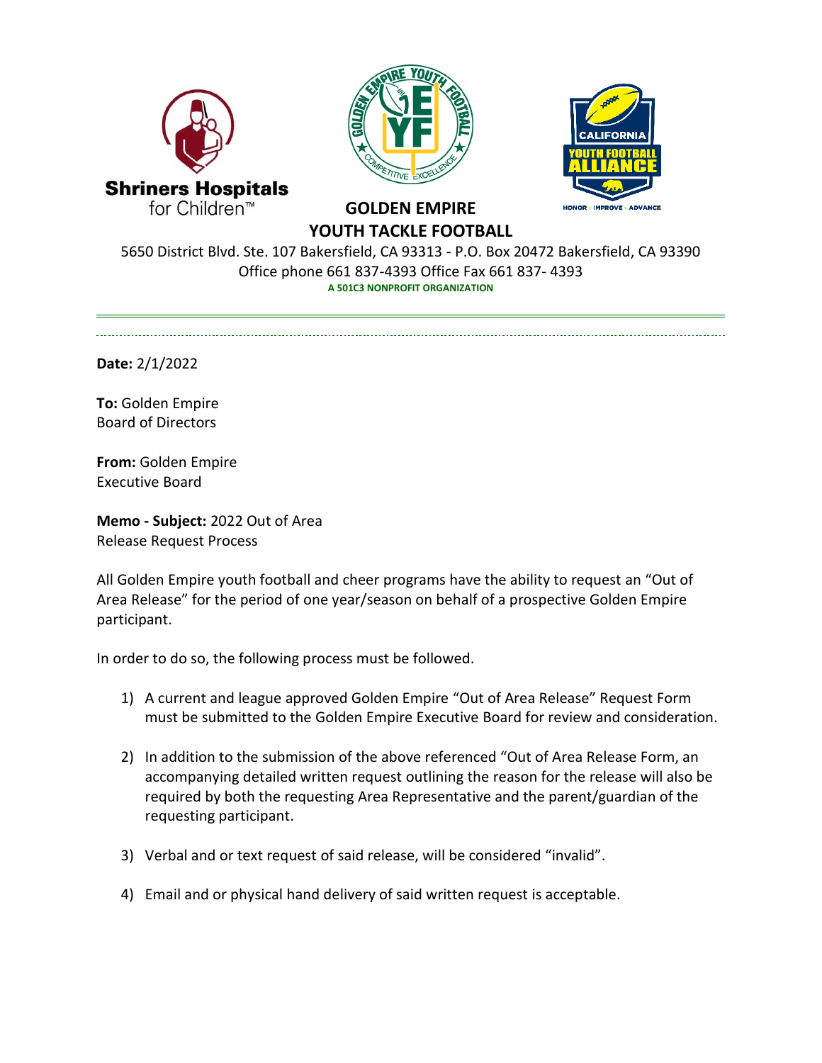# GOLDEN EMPIRE YOUTH TACKLE FOOTBALL

5650 District Blvd. Ste. 107 Bakersfield, CA 93313 - P.O. Box 20472 Bakersfield, CA 93390
Office phone 661 837-4393 Office Fax 661 837- 4393
**A 501C3 NONPROFIT ORGANIZATION**

---

**Date:** 2/1/2022

**To:** Golden Empire
Board of Directors

**From:** Golden Empire
Executive Board

**Memo - Subject:** 2022 Out of Area
Release Request Process

All Golden Empire youth football and cheer programs have the ability to request an "Out of Area Release" for the period of one year/season on behalf of a prospective Golden Empire participant.

In order to do so, the following process must be followed.

1) A current and league approved Golden Empire "Out of Area Release" Request Form must be submitted to the Golden Empire Executive Board for review and consideration.

2) In addition to the submission of the above referenced "Out of Area Release Form, an accompanying detailed written request outlining the reason for the release will also be required by both the requesting Area Representative and the parent/guardian of the requesting participant.

3) Verbal and or text request of said release, will be considered "invalid".

4) Email and or physical hand delivery of said written request is acceptable.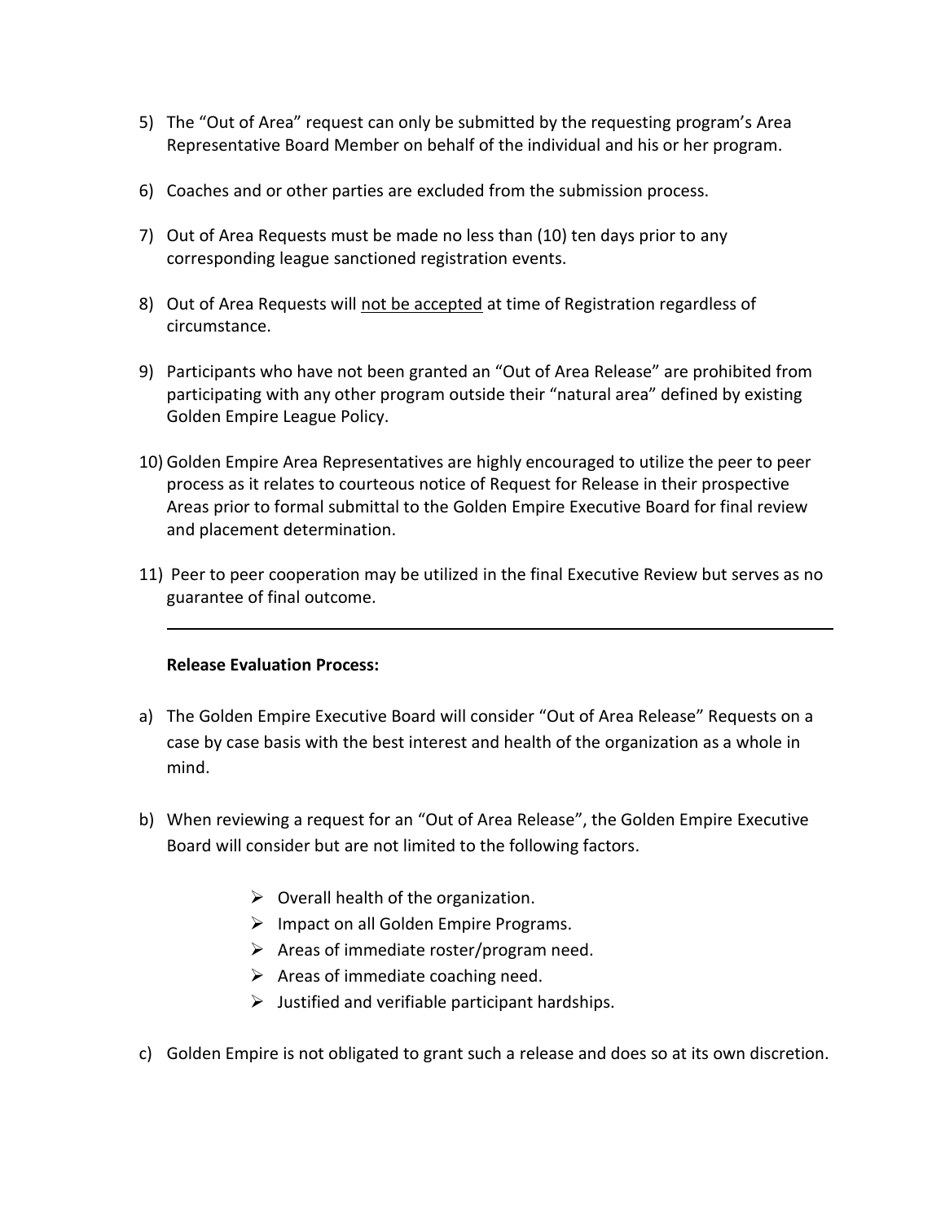5) The “Out of Area” request can only be submitted by the requesting program’s Area Representative Board Member on behalf of the individual and his or her program.

6) Coaches and or other parties are excluded from the submission process.

7) Out of Area Requests must be made no less than (10) ten days prior to any corresponding league sanctioned registration events.

8) Out of Area Requests will <u>not be accepted</u> at time of Registration regardless of circumstance.

9) Participants who have not been granted an “Out of Area Release” are prohibited from participating with any other program outside their “natural area” defined by existing Golden Empire League Policy.

10) Golden Empire Area Representatives are highly encouraged to utilize the peer to peer process as it relates to courteous notice of Request for Release in their prospective Areas prior to formal submittal to the Golden Empire Executive Board for final review and placement determination.

11) Peer to peer cooperation may be utilized in the final Executive Review but serves as no guarantee of final outcome.

---

**Release Evaluation Process:**

a) The Golden Empire Executive Board will consider “Out of Area Release” Requests on a case by case basis with the best interest and health of the organization as a whole in mind.

b) When reviewing a request for an “Out of Area Release”, the Golden Empire Executive Board will consider but are not limited to the following factors.

   - Overall health of the organization.
   - Impact on all Golden Empire Programs.
   - Areas of immediate roster/program need.
   - Areas of immediate coaching need.
   - Justified and verifiable participant hardships.

c) Golden Empire is not obligated to grant such a release and does so at its own discretion.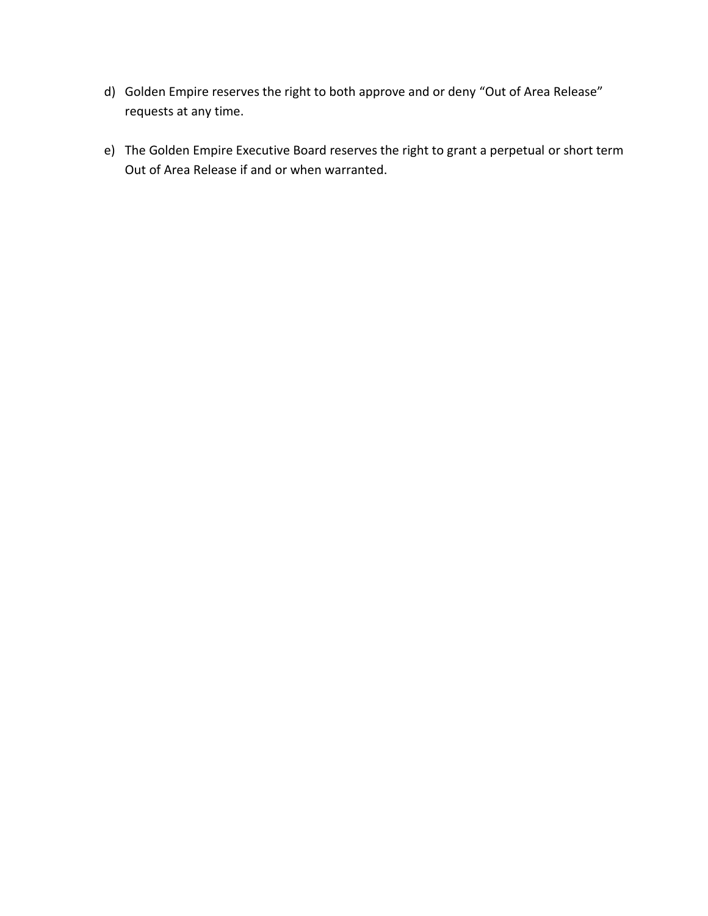d) Golden Empire reserves the right to both approve and or deny “Out of Area Release” requests at any time.

e) The Golden Empire Executive Board reserves the right to grant a perpetual or short term Out of Area Release if and or when warranted.